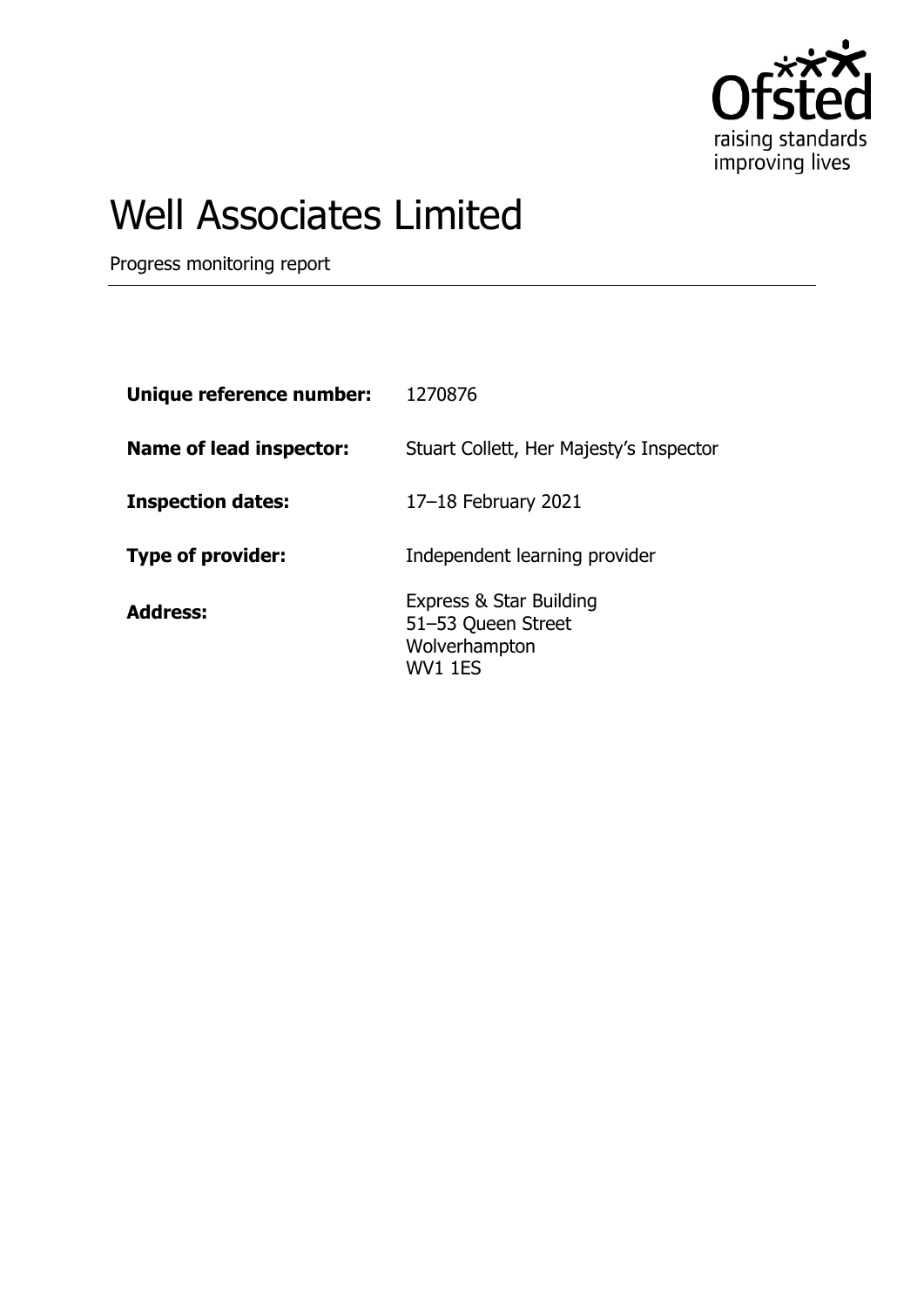# Well Associates Limited

Progress monitoring report

| | |
|---|---|
| **Unique reference number:** | 1270876 |
| **Name of lead inspector:** | Stuart Collett, Her Majesty's Inspector |
| **Inspection dates:** | 17–18 February 2021 |
| **Type of provider:** | Independent learning provider |
| **Address:** | Express & Star Building<br>51–53 Queen Street<br>Wolverhampton<br>WV1 1ES |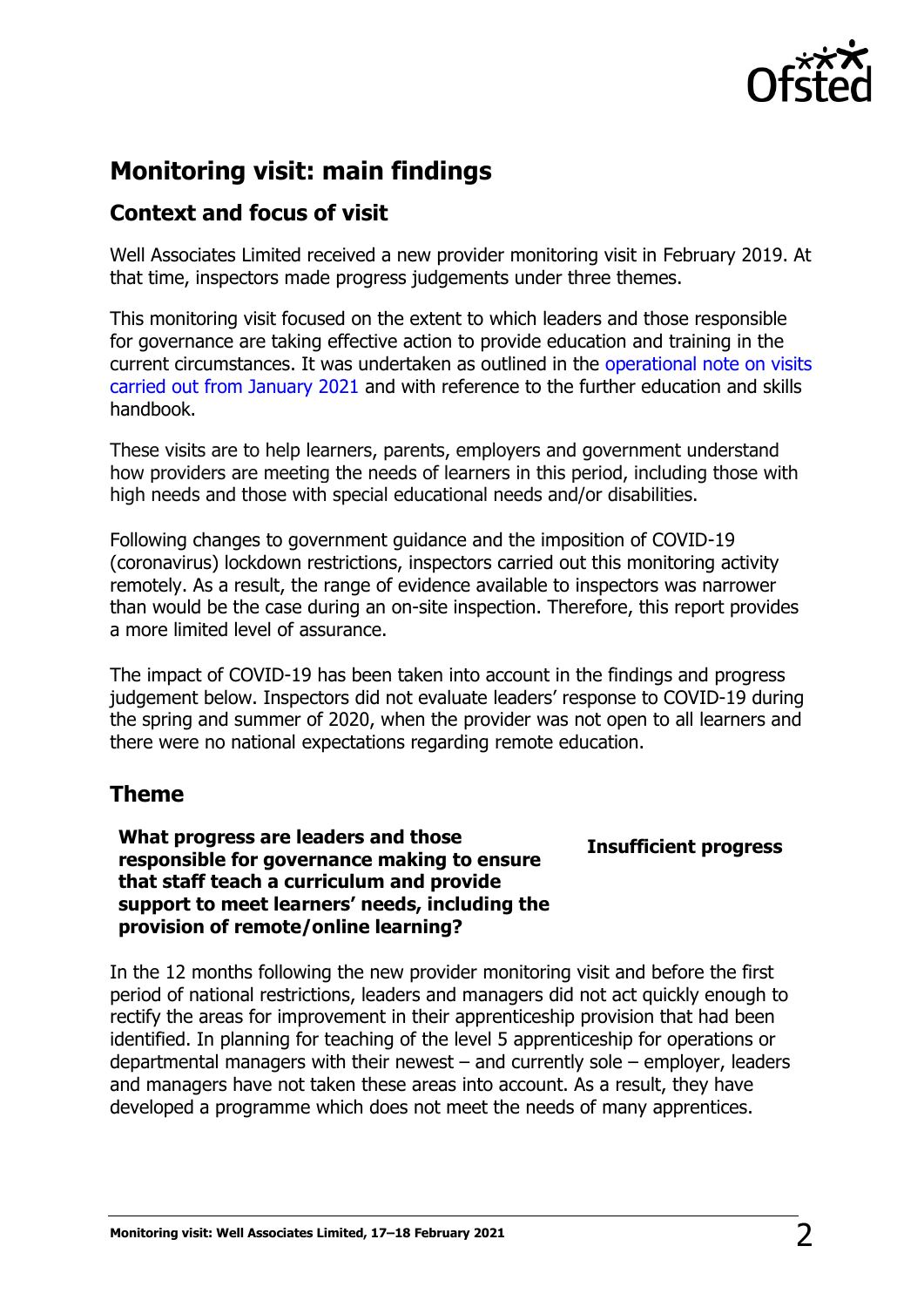## Monitoring visit: main findings

### Context and focus of visit

Well Associates Limited received a new provider monitoring visit in February 2019. At that time, inspectors made progress judgements under three themes.

This monitoring visit focused on the extent to which leaders and those responsible for governance are taking effective action to provide education and training in the current circumstances. It was undertaken as outlined in the operational note on visits carried out from January 2021 and with reference to the further education and skills handbook.

These visits are to help learners, parents, employers and government understand how providers are meeting the needs of learners in this period, including those with high needs and those with special educational needs and/or disabilities.

Following changes to government guidance and the imposition of COVID-19 (coronavirus) lockdown restrictions, inspectors carried out this monitoring activity remotely. As a result, the range of evidence available to inspectors was narrower than would be the case during an on-site inspection. Therefore, this report provides a more limited level of assurance.

The impact of COVID-19 has been taken into account in the findings and progress judgement below. Inspectors did not evaluate leaders' response to COVID-19 during the spring and summer of 2020, when the provider was not open to all learners and there were no national expectations regarding remote education.

### Theme

| | |
|---|---|
| **What progress are leaders and those responsible for governance making to ensure that staff teach a curriculum and provide support to meet learners' needs, including the provision of remote/online learning?** | **Insufficient progress** |

In the 12 months following the new provider monitoring visit and before the first period of national restrictions, leaders and managers did not act quickly enough to rectify the areas for improvement in their apprenticeship provision that had been identified. In planning for teaching of the level 5 apprenticeship for operations or departmental managers with their newest – and currently sole – employer, leaders and managers have not taken these areas into account. As a result, they have developed a programme which does not meet the needs of many apprentices.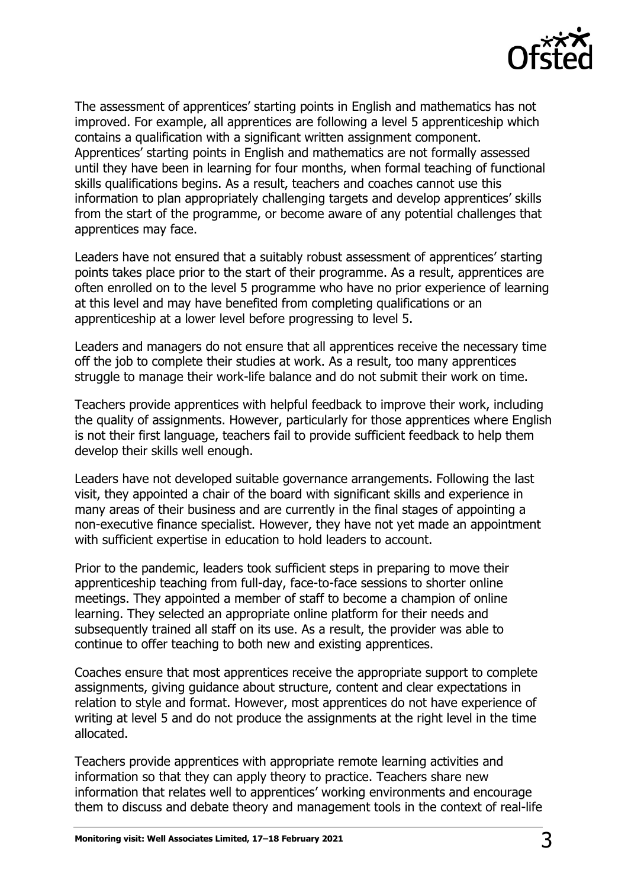The assessment of apprentices' starting points in English and mathematics has not improved. For example, all apprentices are following a level 5 apprenticeship which contains a qualification with a significant written assignment component. Apprentices' starting points in English and mathematics are not formally assessed until they have been in learning for four months, when formal teaching of functional skills qualifications begins. As a result, teachers and coaches cannot use this information to plan appropriately challenging targets and develop apprentices' skills from the start of the programme, or become aware of any potential challenges that apprentices may face.

Leaders have not ensured that a suitably robust assessment of apprentices' starting points takes place prior to the start of their programme. As a result, apprentices are often enrolled on to the level 5 programme who have no prior experience of learning at this level and may have benefited from completing qualifications or an apprenticeship at a lower level before progressing to level 5.

Leaders and managers do not ensure that all apprentices receive the necessary time off the job to complete their studies at work. As a result, too many apprentices struggle to manage their work-life balance and do not submit their work on time.

Teachers provide apprentices with helpful feedback to improve their work, including the quality of assignments. However, particularly for those apprentices where English is not their first language, teachers fail to provide sufficient feedback to help them develop their skills well enough.

Leaders have not developed suitable governance arrangements. Following the last visit, they appointed a chair of the board with significant skills and experience in many areas of their business and are currently in the final stages of appointing a non-executive finance specialist. However, they have not yet made an appointment with sufficient expertise in education to hold leaders to account.

Prior to the pandemic, leaders took sufficient steps in preparing to move their apprenticeship teaching from full-day, face-to-face sessions to shorter online meetings. They appointed a member of staff to become a champion of online learning. They selected an appropriate online platform for their needs and subsequently trained all staff on its use. As a result, the provider was able to continue to offer teaching to both new and existing apprentices.

Coaches ensure that most apprentices receive the appropriate support to complete assignments, giving guidance about structure, content and clear expectations in relation to style and format. However, most apprentices do not have experience of writing at level 5 and do not produce the assignments at the right level in the time allocated.

Teachers provide apprentices with appropriate remote learning activities and information so that they can apply theory to practice. Teachers share new information that relates well to apprentices' working environments and encourage them to discuss and debate theory and management tools in the context of real-life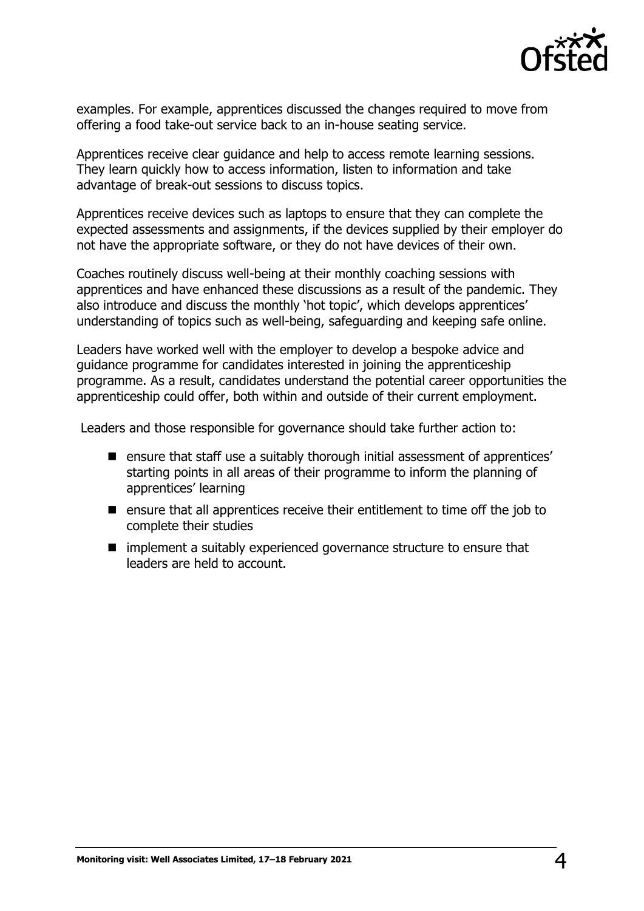examples. For example, apprentices discussed the changes required to move from offering a food take-out service back to an in-house seating service.

Apprentices receive clear guidance and help to access remote learning sessions. They learn quickly how to access information, listen to information and take advantage of break-out sessions to discuss topics.

Apprentices receive devices such as laptops to ensure that they can complete the expected assessments and assignments, if the devices supplied by their employer do not have the appropriate software, or they do not have devices of their own.

Coaches routinely discuss well-being at their monthly coaching sessions with apprentices and have enhanced these discussions as a result of the pandemic. They also introduce and discuss the monthly 'hot topic', which develops apprentices' understanding of topics such as well-being, safeguarding and keeping safe online.

Leaders have worked well with the employer to develop a bespoke advice and guidance programme for candidates interested in joining the apprenticeship programme. As a result, candidates understand the potential career opportunities the apprenticeship could offer, both within and outside of their current employment.

Leaders and those responsible for governance should take further action to:

- ensure that staff use a suitably thorough initial assessment of apprentices' starting points in all areas of their programme to inform the planning of apprentices' learning
- ensure that all apprentices receive their entitlement to time off the job to complete their studies
- implement a suitably experienced governance structure to ensure that leaders are held to account.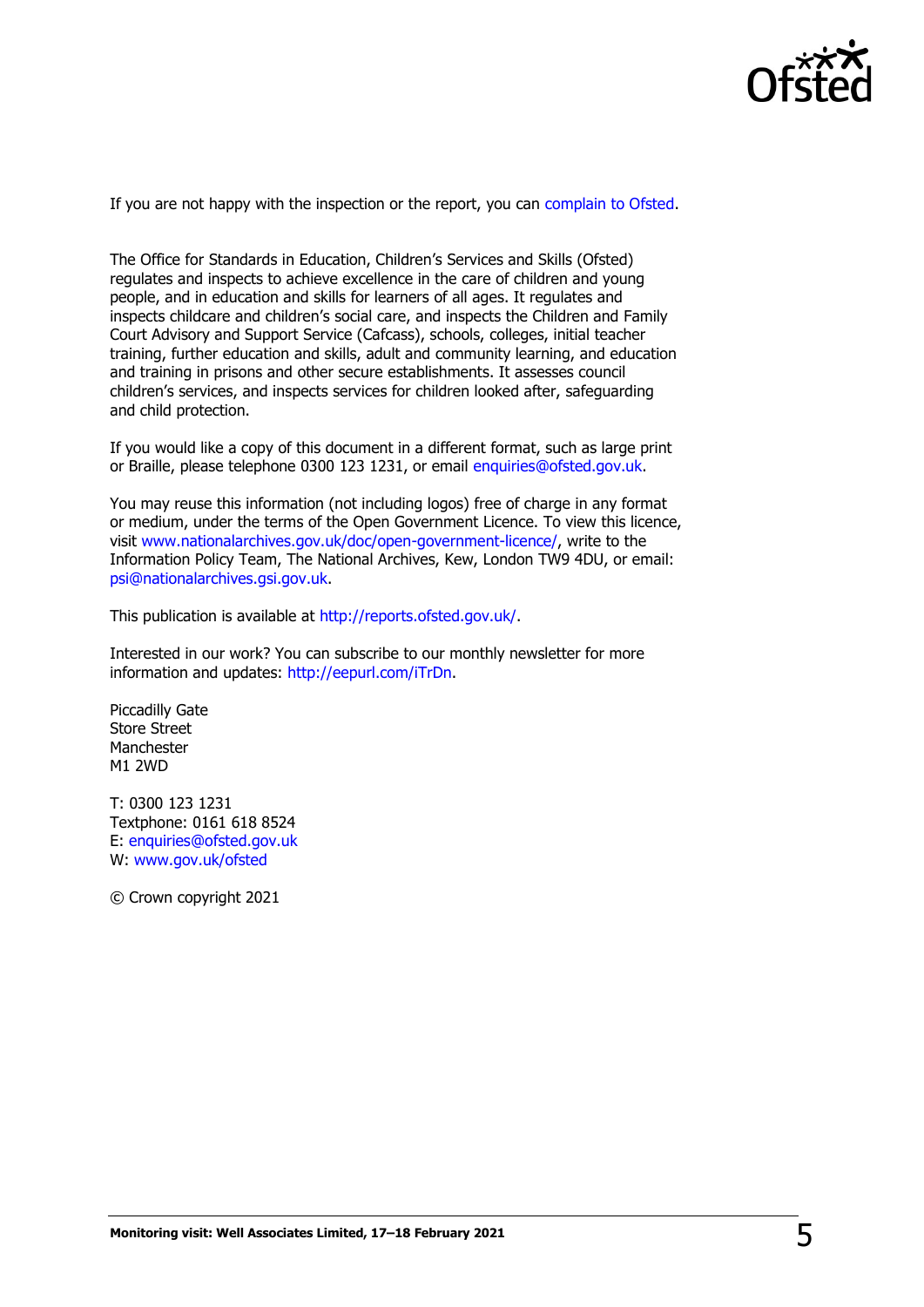If you are not happy with the inspection or the report, you can complain to Ofsted.

The Office for Standards in Education, Children's Services and Skills (Ofsted) regulates and inspects to achieve excellence in the care of children and young people, and in education and skills for learners of all ages. It regulates and inspects childcare and children's social care, and inspects the Children and Family Court Advisory and Support Service (Cafcass), schools, colleges, initial teacher training, further education and skills, adult and community learning, and education and training in prisons and other secure establishments. It assesses council children's services, and inspects services for children looked after, safeguarding and child protection.

If you would like a copy of this document in a different format, such as large print or Braille, please telephone 0300 123 1231, or email enquiries@ofsted.gov.uk.

You may reuse this information (not including logos) free of charge in any format or medium, under the terms of the Open Government Licence. To view this licence, visit www.nationalarchives.gov.uk/doc/open-government-licence/, write to the Information Policy Team, The National Archives, Kew, London TW9 4DU, or email: psi@nationalarchives.gsi.gov.uk.

This publication is available at http://reports.ofsted.gov.uk/.

Interested in our work? You can subscribe to our monthly newsletter for more information and updates: http://eepurl.com/iTrDn.

Piccadilly Gate
Store Street
Manchester
M1 2WD

T: 0300 123 1231
Textphone: 0161 618 8524
E: enquiries@ofsted.gov.uk
W: www.gov.uk/ofsted

© Crown copyright 2021